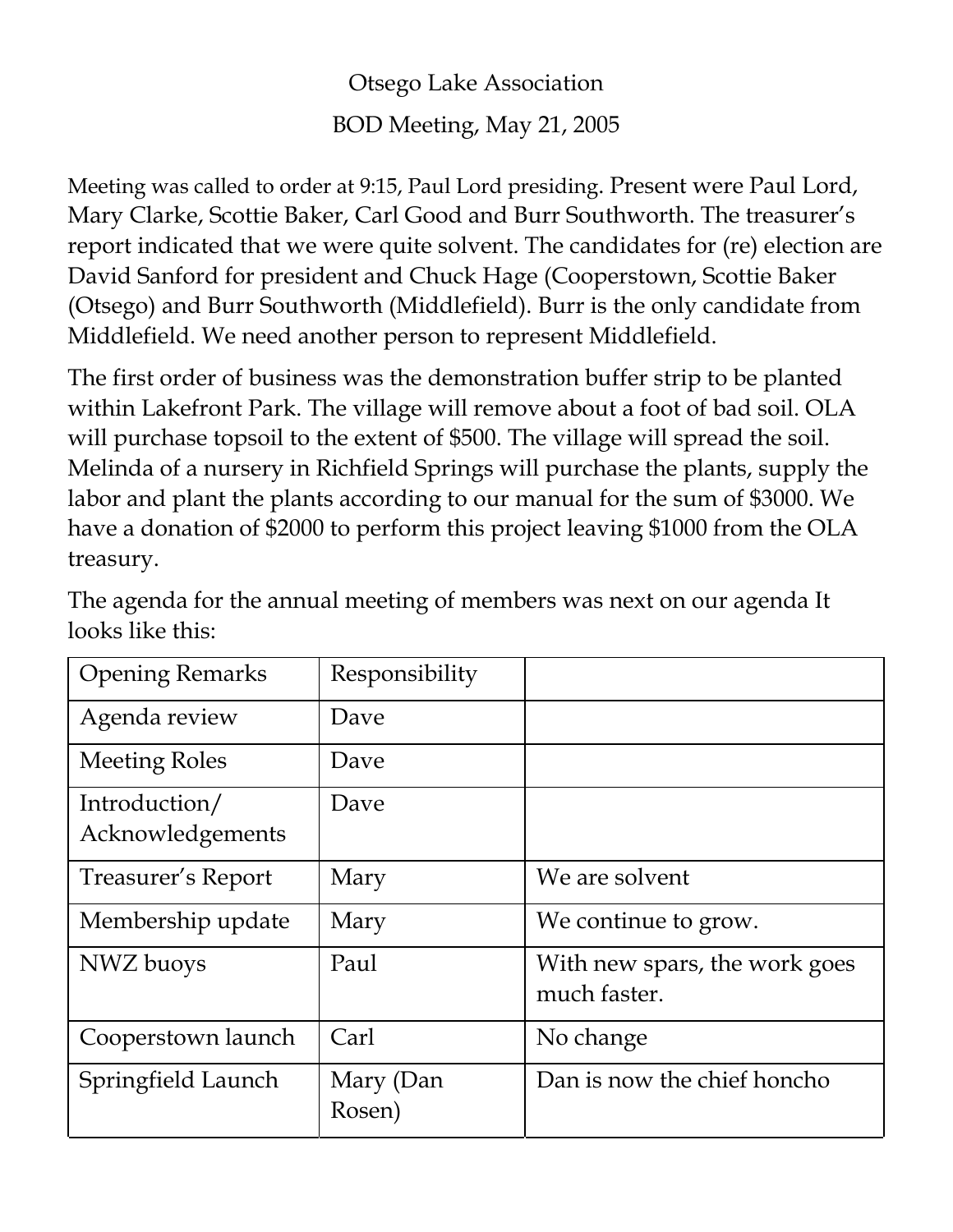# Otsego Lake Association

## BOD Meeting, May 21, 2005

Meeting was called to order at 9:15, Paul Lord presiding. Present were Paul Lord, Mary Clarke, Scottie Baker, Carl Good and Burr Southworth. The treasurer's report indicated that we were quite solvent. The candidates for (re) election are David Sanford for president and Chuck Hage (Cooperstown, Scottie Baker (Otsego) and Burr Southworth (Middlefield). Burr is the only candidate from Middlefield. We need another person to represent Middlefield.

The first order of business was the demonstration buffer strip to be planted within Lakefront Park. The village will remove about a foot of bad soil. OLA will purchase topsoil to the extent of $500. The village will spread the soil. Melinda of a nursery in Richfield Springs will purchase the plants, supply the labor and plant the plants according to our manual for the sum of $3000. We have a donation of $2000 to perform this project leaving $1000 from the OLA treasury.

The agenda for the annual meeting of members was next on our agenda It looks like this:

| Opening Remarks | Responsibility | |
|---|---|---|
| Agenda review | Dave | |
| Meeting Roles | Dave | |
| Introduction/ Acknowledgements | Dave | |
| Treasurer's Report | Mary | We are solvent |
| Membership update | Mary | We continue to grow. |
| NWZ buoys | Paul | With new spars, the work goes much faster. |
| Cooperstown launch | Carl | No change |
| Springfield Launch | Mary (Dan Rosen) | Dan is now the chief honcho |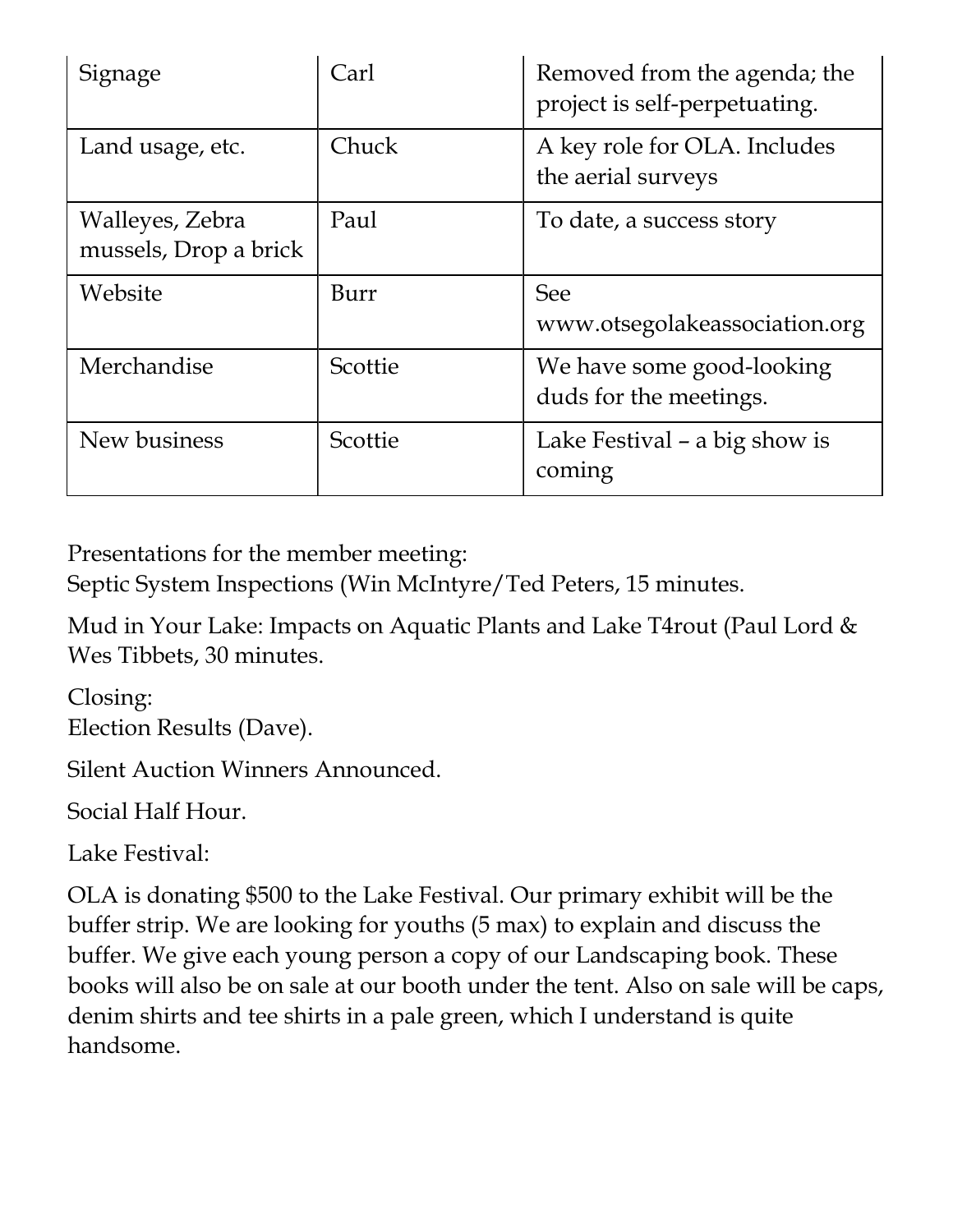| | | |
|---|---|---|
| Signage | Carl | Removed from the agenda; the project is self-perpetuating. |
| Land usage, etc. | Chuck | A key role for OLA. Includes the aerial surveys |
| Walleyes, Zebra mussels, Drop a brick | Paul | To date, a success story |
| Website | Burr | See www.otsegolakeassociation.org |
| Merchandise | Scottie | We have some good-looking duds for the meetings. |
| New business | Scottie | Lake Festival – a big show is coming |

Presentations for the member meeting:
Septic System Inspections (Win McIntyre/Ted Peters, 15 minutes.

Mud in Your Lake: Impacts on Aquatic Plants and Lake T4rout (Paul Lord & Wes Tibbets, 30 minutes.

Closing:
Election Results (Dave).

Silent Auction Winners Announced.

Social Half Hour.

Lake Festival:

OLA is donating $500 to the Lake Festival. Our primary exhibit will be the buffer strip. We are looking for youths (5 max) to explain and discuss the buffer. We give each young person a copy of our Landscaping book. These books will also be on sale at our booth under the tent. Also on sale will be caps, denim shirts and tee shirts in a pale green, which I understand is quite handsome.